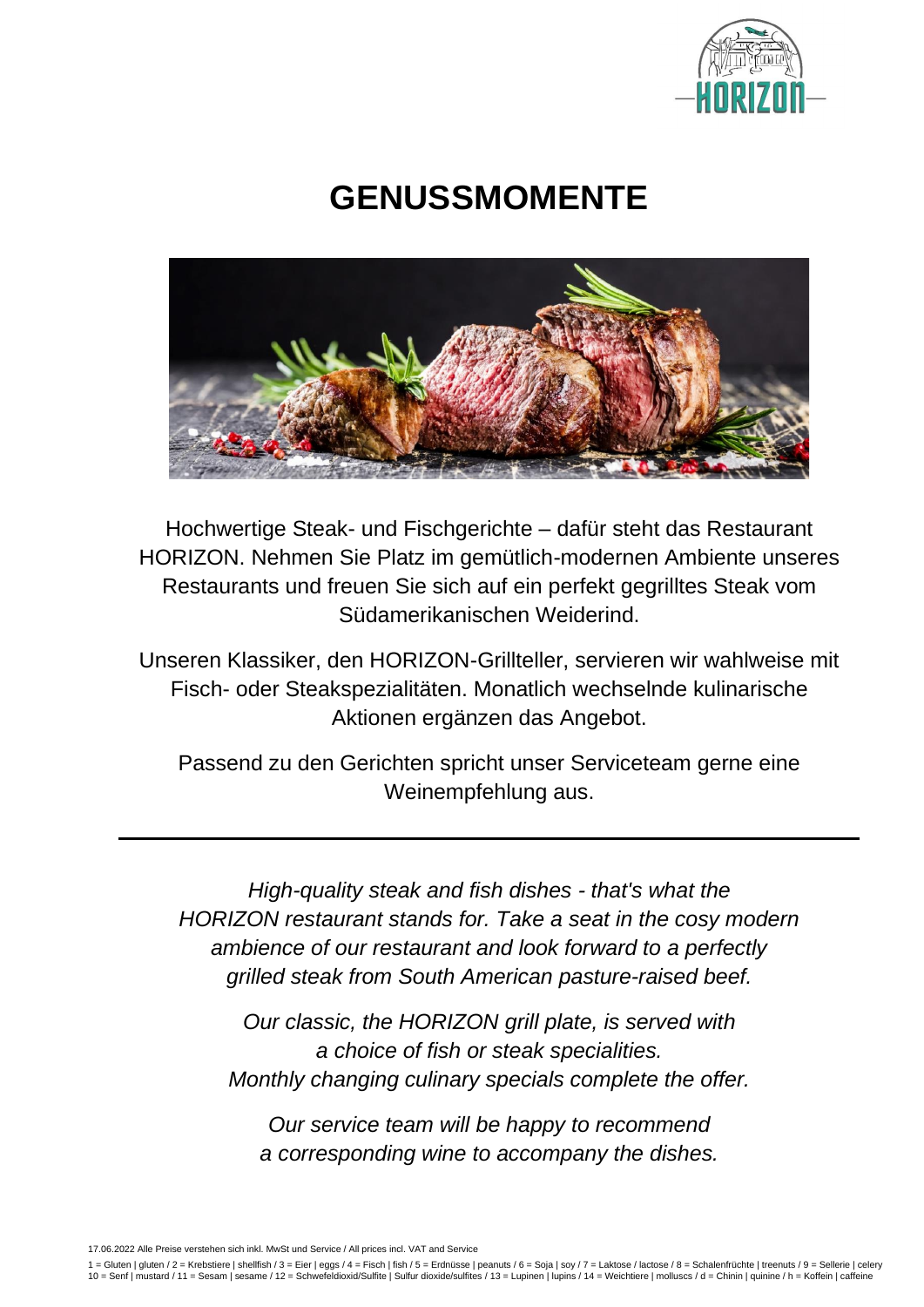# GENUSSMOMENTE

Hochwertige Steak- und Fischgerichte – dafür steht das Restaurant HORIZON. Nehmen Sie Platz im gemütlich-modernen Ambiente unseres Restaurants und freuen Sie sich auf ein perfekt gegrilltes Steak vom Südamerikanischen Weiderind.

Unseren Klassiker, den HORIZON-Grillteller, servieren wir wahlweise mit Fisch- oder Steakspezialitäten. Monatlich wechselnde kulinarische Aktionen ergänzen das Angebot.

Passend zu den Gerichten spricht unser Serviceteam gerne eine Weinempfehlung aus.

---

*High-quality steak and fish dishes - that's what the HORIZON restaurant stands for. Take a seat in the cosy modern ambience of our restaurant and look forward to a perfectly grilled steak from South American pasture-raised beef.*

*Our classic, the HORIZON grill plate, is served with a choice of fish or steak specialities. Monthly changing culinary specials complete the offer.*

*Our service team will be happy to recommend a corresponding wine to accompany the dishes.*

17.06.2022 Alle Preise verstehen sich inkl. MwSt und Service / All prices incl. VAT and Service

1 = Gluten | gluten / 2 = Krebstiere | shellfish / 3 = Eier | eggs / 4 = Fisch | fish / 5 = Erdnüsse | peanuts / 6 = Soja | soy / 7 = Laktose / lactose / 8 = Schalenfrüchte | treenuts / 9 = Sellerie | celery
10 = Senf | mustard / 11 = Sesam | sesame / 12 = Schwefeldioxid/Sulfite | Sulfur dioxide/sulfites / 13 = Lupinen | lupins / 14 = Weichtiere | molluscs / d = Chinin | quinine / h = Koffein | caffeine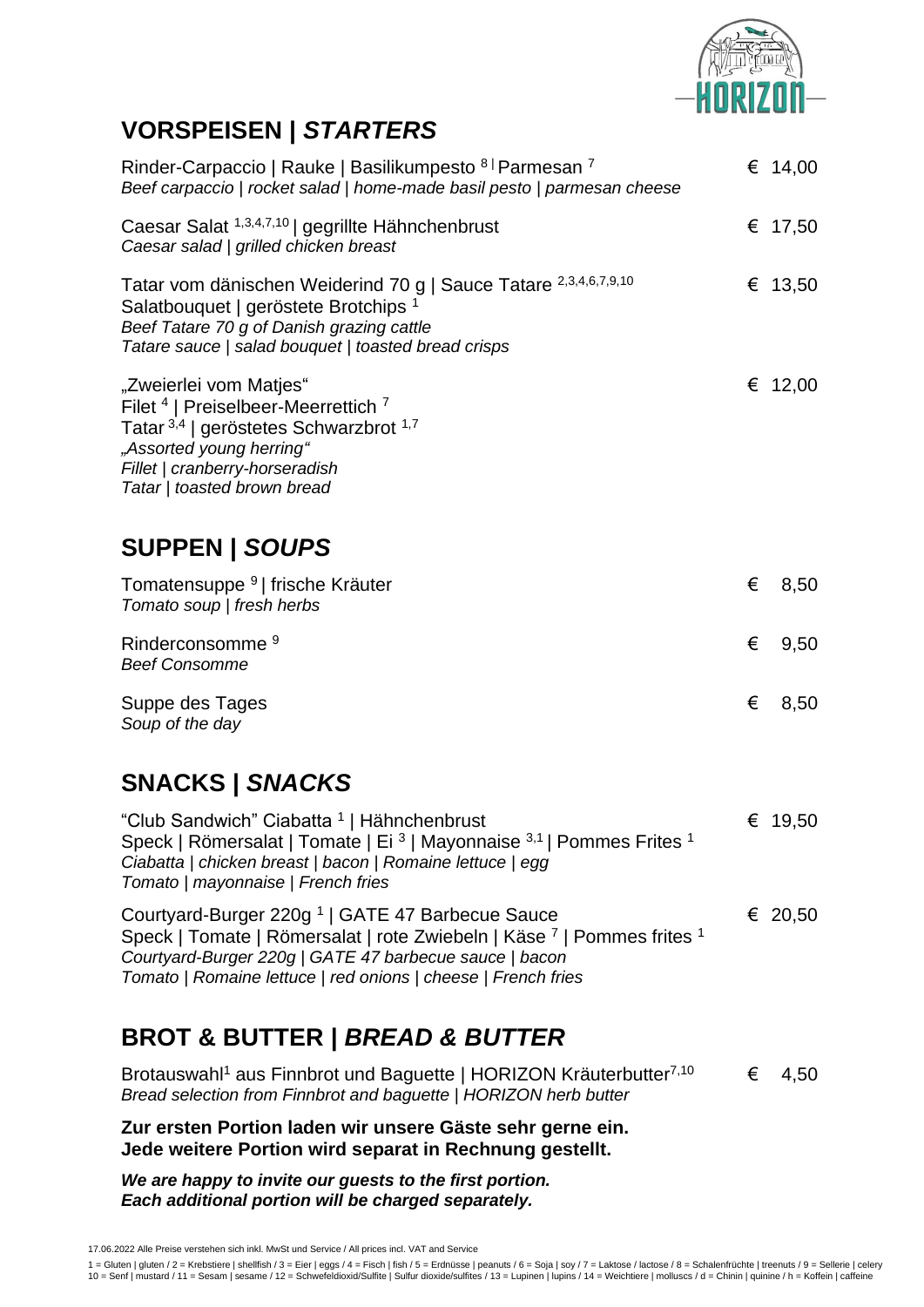## VORSPEISEN | *STARTERS*

Rinder-Carpaccio | Rauke | Basilikumpesto [8] | Parmesan [7] — € 14,00
*Beef carpaccio | rocket salad | home-made basil pesto | parmesan cheese*

Caesar Salat [1,3,4,7,10] | gegrillte Hähnchenbrust — € 17,50
*Caesar salad | grilled chicken breast*

Tatar vom dänischen Weiderind 70 g | Sauce Tatare [2,3,4,6,7,9,10]
Salatbouquet | geröstete Brotchips [1] — € 13,50
*Beef Tatare 70 g of Danish grazing cattle*
*Tatare sauce | salad bouquet | toasted bread crisps*

„Zweierlei vom Matjes" — € 12,00
Filet [4] | Preiselbeer-Meerrettich [7]
Tatar [3,4] | geröstetes Schwarzbrot [1,7]
*„Assorted young herring"*
*Fillet | cranberry-horseradish*
*Tatar | toasted brown bread*

## SUPPEN | *SOUPS*

Tomatensuppe [9] | frische Kräuter — € 8,50
*Tomato soup | fresh herbs*

Rinderconsomme [9] — € 9,50
*Beef Consomme*

Suppe des Tages — € 8,50
*Soup of the day*

## SNACKS | *SNACKS*

"Club Sandwich" Ciabatta [1] | Hähnchenbrust — € 19,50
Speck | Römersalat | Tomate | Ei [3] | Mayonnaise [3,1] | Pommes Frites [1]
*Ciabatta | chicken breast | bacon | Romaine lettuce | egg*
*Tomato | mayonnaise | French fries*

Courtyard-Burger 220g [1] | GATE 47 Barbecue Sauce — € 20,50
Speck | Tomate | Römersalat | rote Zwiebeln | Käse [7] | Pommes frites [1]
*Courtyard-Burger 220g | GATE 47 barbecue sauce | bacon*
*Tomato | Romaine lettuce | red onions | cheese | French fries*

## BROT & BUTTER | *BREAD & BUTTER*

Brotauswahl[1] aus Finnbrot und Baguette | HORIZON Kräuterbutter[7,10] — € 4,50
*Bread selection from Finnbrot and baguette | HORIZON herb butter*

**Zur ersten Portion laden wir unsere Gäste sehr gerne ein.**
**Jede weitere Portion wird separat in Rechnung gestellt.**

***We are happy to invite our guests to the first portion.***
***Each additional portion will be charged separately.***

17.06.2022 Alle Preise verstehen sich inkl. MwSt und Service / All prices incl. VAT and Service

1 = Gluten | gluten / 2 = Krebstiere | shellfish / 3 = Eier | eggs / 4 = Fisch | fish / 5 = Erdnüsse | peanuts / 6 = Soja | soy / 7 = Laktose / lactose / 8 = Schalenfrüchte | treenuts / 9 = Sellerie | celery
10 = Senf | mustard / 11 = Sesam | sesame / 12 = Schwefeldioxid/Sulfite | Sulfur dioxide/sulfites / 13 = Lupinen | lupins / 14 = Weichtiere | molluscs / d = Chinin | quinine / h = Koffein | caffeine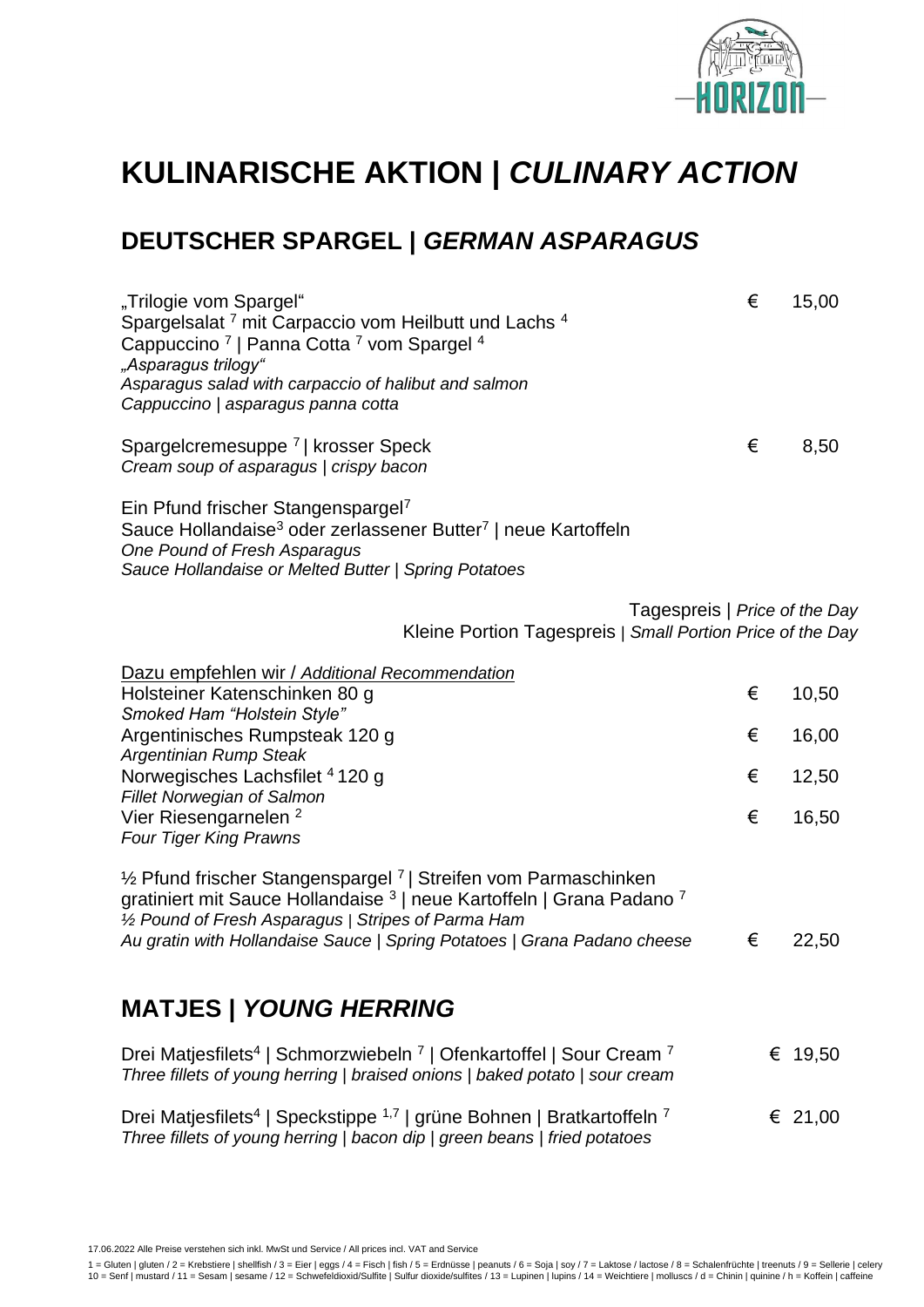# KULINARISCHE AKTION | *CULINARY ACTION*

## DEUTSCHER SPARGEL | *GERMAN ASPARAGUS*

„Trilogie vom Spargel“ — € 15,00
Spargelsalat [7] mit Carpaccio vom Heilbutt und Lachs [4]
Cappuccino [7] | Panna Cotta [7] vom Spargel [4]
*„Asparagus trilogy“*
*Asparagus salad with carpaccio of halibut and salmon*
*Cappuccino | asparagus panna cotta*

Spargelcremesuppe [7] | krosser Speck — € 8,50
*Cream soup of asparagus | crispy bacon*

Ein Pfund frischer Stangenspargel[7]
Sauce Hollandaise[3] oder zerlassener Butter[7] | neue Kartoffeln
*One Pound of Fresh Asparagus*
*Sauce Hollandaise or Melted Butter | Spring Potatoes*

Tagespreis | *Price of the Day*
Kleine Portion Tagespreis | *Small Portion Price of the Day*

Dazu empfehlen wir / *Additional Recommendation*

| | | |
|---|---|---|
| Holsteiner Katenschinken 80 g<br>*Smoked Ham "Holstein Style"* | € | 10,50 |
| Argentinisches Rumpsteak 120 g<br>*Argentinian Rump Steak* | € | 16,00 |
| Norwegisches Lachsfilet [4] 120 g<br>*Fillet Norwegian of Salmon* | € | 12,50 |
| Vier Riesengarnelen [2]<br>*Four Tiger King Prawns* | € | 16,50 |

½ Pfund frischer Stangenspargel [7] | Streifen vom Parmaschinken
gratiniert mit Sauce Hollandaise [3] | neue Kartoffeln | Grana Padano [7]
*½ Pound of Fresh Asparagus | Stripes of Parma Ham*
*Au gratin with Hollandaise Sauce | Spring Potatoes | Grana Padano cheese* — € 22,50

## MATJES | *YOUNG HERRING*

Drei Matjesfilets[4] | Schmorzwiebeln [7] | Ofenkartoffel | Sour Cream [7] — € 19,50
*Three fillets of young herring | braised onions | baked potato | sour cream*

Drei Matjesfilets[4] | Speckstippe [1,7] | grüne Bohnen | Bratkartoffeln [7] — € 21,00
*Three fillets of young herring | bacon dip | green beans | fried potatoes*

17.06.2022 Alle Preise verstehen sich inkl. MwSt und Service / All prices incl. VAT and Service

1 = Gluten | gluten / 2 = Krebstiere | shellfish / 3 = Eier | eggs / 4 = Fisch | fish / 5 = Erdnüsse | peanuts / 6 = Soja | soy / 7 = Laktose / lactose / 8 = Schalenfrüchte | treenuts / 9 = Sellerie | celery
10 = Senf | mustard / 11 = Sesam | sesame / 12 = Schwefeldioxid/Sulfite | Sulfur dioxide/sulfites / 13 = Lupinen | lupins / 14 = Weichtiere | molluscs / d = Chinin | quinine / h = Koffein | caffeine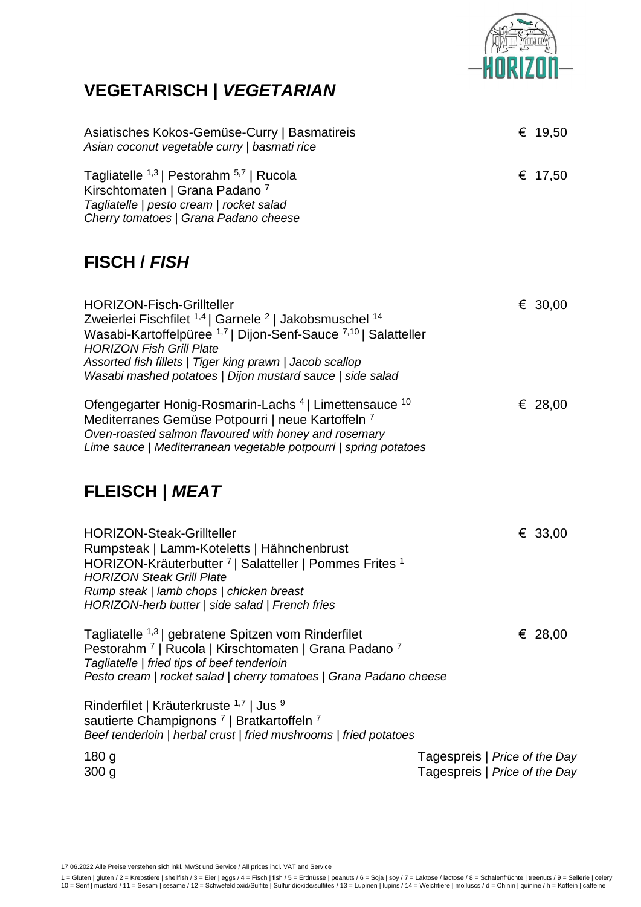HORIZON

## VEGETARISCH | *VEGETARIAN*

Asiatisches Kokos-Gemüse-Curry | Basmatireis — € 19,50
*Asian coconut vegetable curry | basmati rice*

Tagliatelle [1,3] | Pestorahm [5,7] | Rucola — € 17,50
Kirschtomaten | Grana Padano [7]
*Tagliatelle | pesto cream | rocket salad*
*Cherry tomatoes | Grana Padano cheese*

## FISCH / *FISH*

HORIZON-Fisch-Grillteller — € 30,00
Zweierlei Fischfilet [1,4] | Garnele [2] | Jakobsmuschel [14]
Wasabi-Kartoffelpüree [1,7] | Dijon-Senf-Sauce [7,10] | Salatteller
*HORIZON Fish Grill Plate*
*Assorted fish fillets | Tiger king prawn | Jacob scallop*
*Wasabi mashed potatoes | Dijon mustard sauce | side salad*

Ofengegarter Honig-Rosmarin-Lachs [4] | Limettensauce [10] — € 28,00
Mediterranes Gemüse Potpourri | neue Kartoffeln [7]
*Oven-roasted salmon flavoured with honey and rosemary*
*Lime sauce | Mediterranean vegetable potpourri | spring potatoes*

## FLEISCH | *MEAT*

HORIZON-Steak-Grillteller — € 33,00
Rumpsteak | Lamm-Koteletts | Hähnchenbrust
HORIZON-Kräuterbutter [7] | Salatteller | Pommes Frites [1]
*HORIZON Steak Grill Plate*
*Rump steak | lamb chops | chicken breast*
*HORIZON-herb butter | side salad | French fries*

Tagliatelle [1,3] | gebratene Spitzen vom Rinderfilet — € 28,00
Pestorahm [7] | Rucola | Kirschtomaten | Grana Padano [7]
*Tagliatelle | fried tips of beef tenderloin*
*Pesto cream | rocket salad | cherry tomatoes | Grana Padano cheese*

Rinderfilet | Kräuterkruste [1,7] | Jus [9]
sautierte Champignons [7] | Bratkartoffeln [7]
*Beef tenderloin | herbal crust | fried mushrooms | fried potatoes*

| | |
|---|---|
| 180 g | Tagespreis \| *Price of the Day* |
| 300 g | Tagespreis \| *Price of the Day* |

17.06.2022 Alle Preise verstehen sich inkl. MwSt und Service / All prices incl. VAT and Service

1 = Gluten | gluten / 2 = Krebstiere | shellfish / 3 = Eier | eggs / 4 = Fisch | fish / 5 = Erdnüsse | peanuts / 6 = Soja | soy / 7 = Laktose / lactose / 8 = Schalenfrüchte | treenuts / 9 = Sellerie | celery
10 = Senf | mustard / 11 = Sesam | sesame / 12 = Schwefeldioxid/Sulfite | Sulfur dioxide/sulfites / 13 = Lupinen | lupins / 14 = Weichtiere | molluscs / d = Chinin | quinine / h = Koffein | caffeine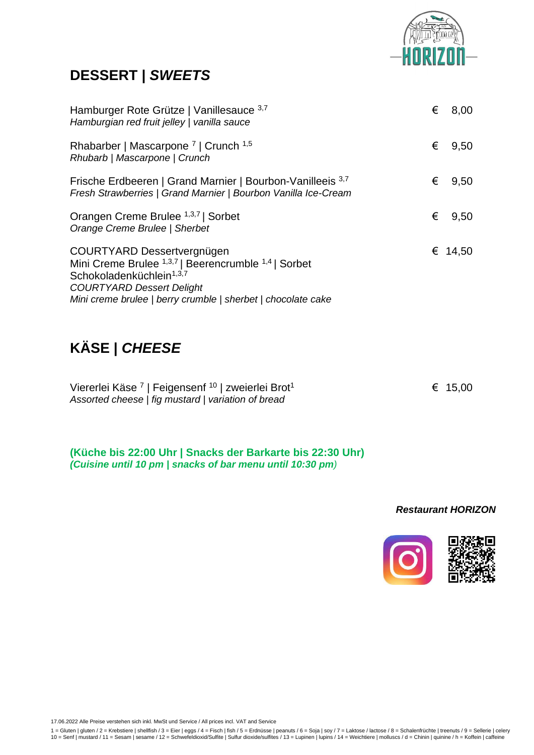## DESSERT | *SWEETS*

Hamburger Rote Grütze | Vanillesauce [3,7] — € 8,00
*Hamburgian red fruit jelley | vanilla sauce*

Rhabarber | Mascarpone [7] | Crunch [1,5] — € 9,50
*Rhubarb | Mascarpone | Crunch*

Frische Erdbeeren | Grand Marnier | Bourbon-Vanilleeis [3,7] — € 9,50
*Fresh Strawberries | Grand Marnier | Bourbon Vanilla Ice-Cream*

Orangen Creme Brulee [1,3,7] | Sorbet — € 9,50
*Orange Creme Brulee | Sherbet*

COURTYARD Dessertvergnügen — € 14,50
Mini Creme Brulee [1,3,7] | Beerencrumble [1,4] | Sorbet
Schokoladenküchlein[1,3,7]
*COURTYARD Dessert Delight*
*Mini creme brulee | berry crumble | sherbet | chocolate cake*

## KÄSE | *CHEESE*

Viererlei Käse [7] | Feigensenf [10] | zweierlei Brot[1] — € 15,00
*Assorted cheese | fig mustard | variation of bread*

**(Küche bis 22:00 Uhr | Snacks der Barkarte bis 22:30 Uhr)**
***(Cuisine until 10 pm | snacks of bar menu until 10:30 pm)***

***Restaurant HORIZON***

17.06.2022 Alle Preise verstehen sich inkl. MwSt und Service / All prices incl. VAT and Service

1 = Gluten | gluten / 2 = Krebstiere | shellfish / 3 = Eier | eggs / 4 = Fisch | fish / 5 = Erdnüsse | peanuts / 6 = Soja | soy / 7 = Laktose / lactose / 8 = Schalenfrüchte | treenuts / 9 = Sellerie | celery
10 = Senf | mustard / 11 = Sesam | sesame / 12 = Schwefeldioxid/Sulfite | Sulfur dioxide/sulfites / 13 = Lupinen | lupins / 14 = Weichtiere | molluscs / d = Chinin | quinine / h = Koffein | caffeine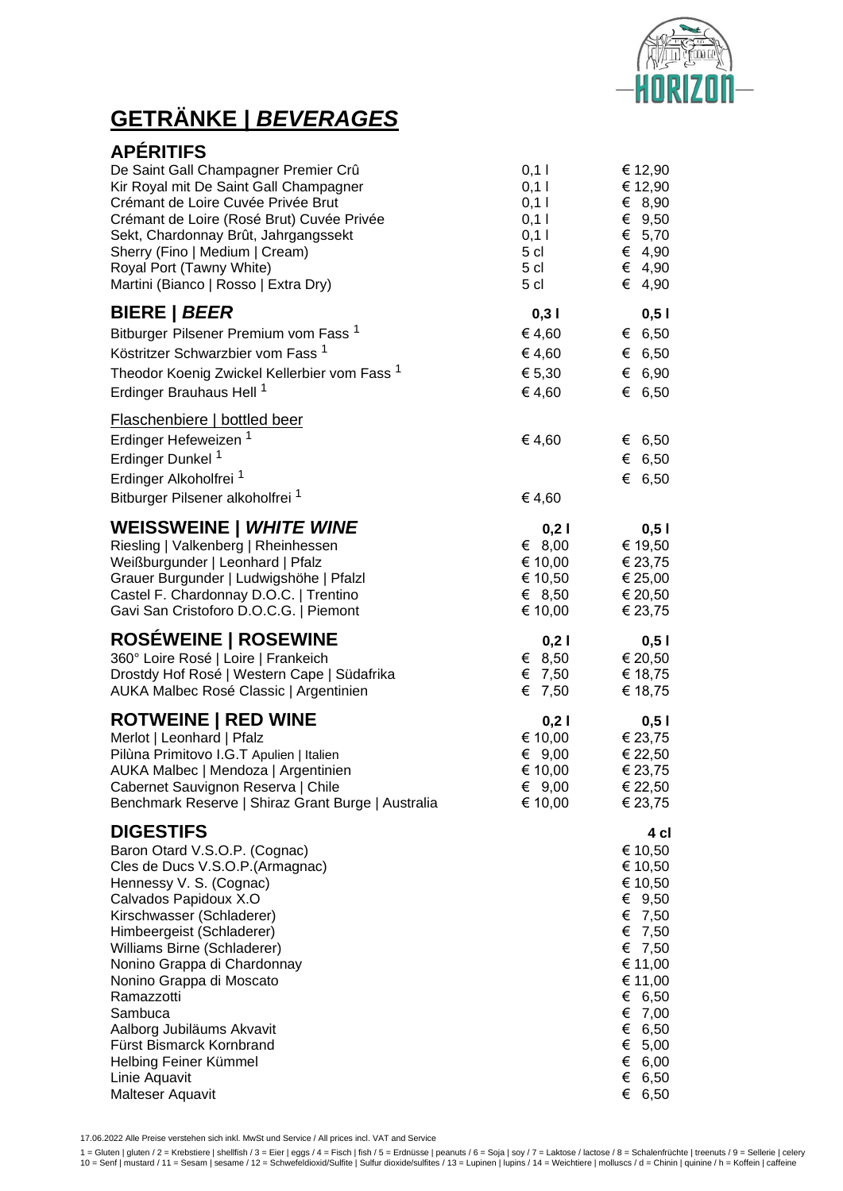# GETRÄNKE | *BEVERAGES*

## APÉRITIFS

| | | |
|---|---|---|
| De Saint Gall Champagner Premier Crû | 0,1 l | € 12,90 |
| Kir Royal mit De Saint Gall Champagner | 0,1 l | € 12,90 |
| Crémant de Loire Cuvée Privée Brut | 0,1 l | € 8,90 |
| Crémant de Loire (Rosé Brut) Cuvée Privée | 0,1 l | € 9,50 |
| Sekt, Chardonnay Brût, Jahrgangssekt | 0,1 l | € 5,70 |
| Sherry (Fino \| Medium \| Cream) | 5 cl | € 4,90 |
| Royal Port (Tawny White) | 5 cl | € 4,90 |
| Martini (Bianco \| Rosso \| Extra Dry) | 5 cl | € 4,90 |

## BIERE | *BEER*

| | 0,3 l | 0,5 l |
|---|---|---|
| Bitburger Pilsener Premium vom Fass [1] | € 4,60 | € 6,50 |
| Köstritzer Schwarzbier vom Fass [1] | € 4,60 | € 6,50 |
| Theodor Koenig Zwickel Kellerbier vom Fass [1] | € 5,30 | € 6,90 |
| Erdinger Brauhaus Hell [1] | € 4,60 | € 6,50 |
| Flaschenbiere \| bottled beer | | |
| Erdinger Hefeweizen [1] | € 4,60 | € 6,50 |
| Erdinger Dunkel [1] | | € 6,50 |
| Erdinger Alkoholfrei [1] | | € 6,50 |
| Bitburger Pilsener alkoholfrei [1] | € 4,60 | |

## WEISSWEINE | *WHITE WINE*

| | 0,2 l | 0,5 l |
|---|---|---|
| Riesling \| Valkenberg \| Rheinhessen | € 8,00 | € 19,50 |
| Weißburgunder \| Leonhard \| Pfalz | € 10,00 | € 23,75 |
| Grauer Burgunder \| Ludwigshöhe \| Pfalzl | € 10,50 | € 25,00 |
| Castel F. Chardonnay D.O.C. \| Trentino | € 8,50 | € 20,50 |
| Gavi San Cristoforo D.O.C.G. \| Piemont | € 10,00 | € 23,75 |

## ROSÉWEINE | ROSEWINE

| | 0,2 l | 0,5 l |
|---|---|---|
| 360° Loire Rosé \| Loire \| Frankeich | € 8,50 | € 20,50 |
| Drostdy Hof Rosé \| Western Cape \| Südafrika | € 7,50 | € 18,75 |
| AUKA Malbec Rosé Classic \| Argentinien | € 7,50 | € 18,75 |

## ROTWEINE | RED WINE

| | 0,2 l | 0,5 l |
|---|---|---|
| Merlot \| Leonhard \| Pfalz | € 10,00 | € 23,75 |
| Pilùna Primitovo I.G.T Apulien \| Italien | € 9,00 | € 22,50 |
| AUKA Malbec \| Mendoza \| Argentinien | € 10,00 | € 23,75 |
| Cabernet Sauvignon Reserva \| Chile | € 9,00 | € 22,50 |
| Benchmark Reserve \| Shiraz Grant Burge \| Australia | € 10,00 | € 23,75 |

## DIGESTIFS

| | 4 cl |
|---|---|
| Baron Otard V.S.O.P. (Cognac) | € 10,50 |
| Cles de Ducs V.S.O.P.(Armagnac) | € 10,50 |
| Hennessy V. S. (Cognac) | € 10,50 |
| Calvados Papidoux X.O | € 9,50 |
| Kirschwasser (Schladerer) | € 7,50 |
| Himbeergeist (Schladerer) | € 7,50 |
| Williams Birne (Schladerer) | € 7,50 |
| Nonino Grappa di Chardonnay | € 11,00 |
| Nonino Grappa di Moscato | € 11,00 |
| Ramazzotti | € 6,50 |
| Sambuca | € 7,00 |
| Aalborg Jubiläums Akvavit | € 6,50 |
| Fürst Bismarck Kornbrand | € 5,00 |
| Helbing Feiner Kümmel | € 6,00 |
| Linie Aquavit | € 6,50 |
| Malteser Aquavit | € 6,50 |

17.06.2022 Alle Preise verstehen sich inkl. MwSt und Service / All prices incl. VAT and Service

1 = Gluten | gluten / 2 = Krebstiere | shellfish / 3 = Eier | eggs / 4 = Fisch | fish / 5 = Erdnüsse | peanuts / 6 = Soja | soy / 7 = Laktose / lactose / 8 = Schalenfrüchte | treenuts / 9 = Sellerie | celery
10 = Senf | mustard / 11 = Sesam | sesame / 12 = Schwefeldioxid/Sulfite | Sulfur dioxide/sulfites / 13 = Lupinen | lupins / 14 = Weichtiere | molluscs / d = Chinin | quinine / h = Koffein | caffeine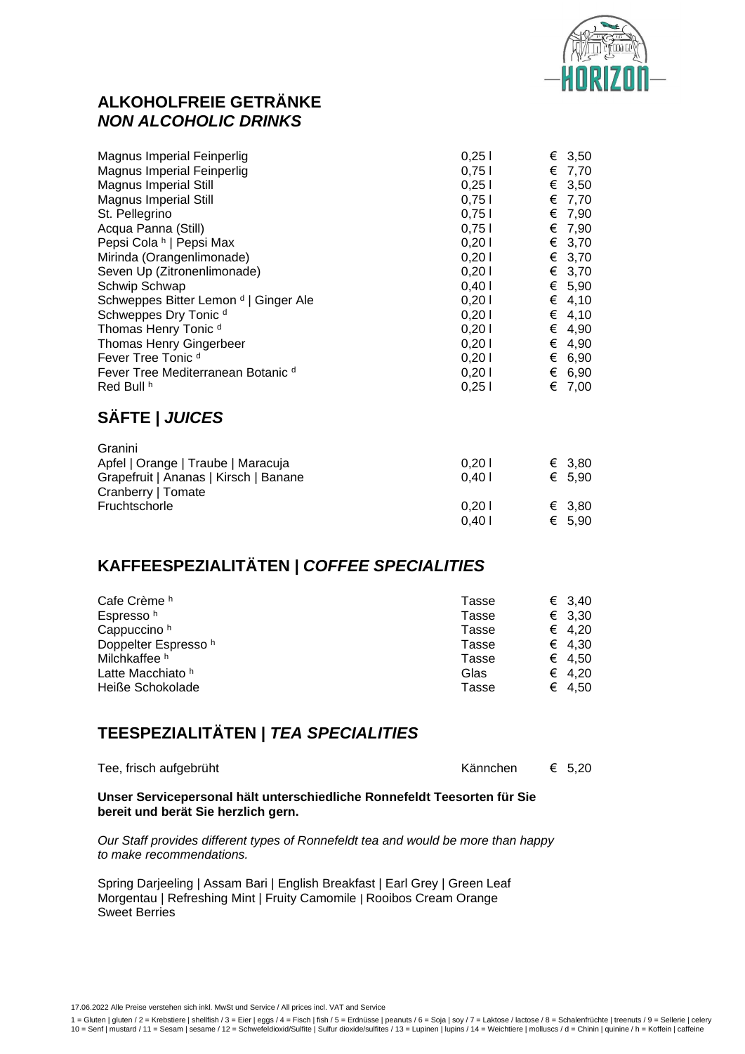# ALKOHOLFREIE GETRÄNKE
## *NON ALCOHOLIC DRINKS*

| | | |
|---|---|---|
| Magnus Imperial Feinperlig | 0,25 l | € 3,50 |
| Magnus Imperial Feinperlig | 0,75 l | € 7,70 |
| Magnus Imperial Still | 0,25 l | € 3,50 |
| Magnus Imperial Still | 0,75 l | € 7,70 |
| St. Pellegrino | 0,75 l | € 7,90 |
| Acqua Panna (Still) | 0,75 l | € 7,90 |
| Pepsi Cola [h] \| Pepsi Max | 0,20 l | € 3,70 |
| Mirinda (Orangenlimonade) | 0,20 l | € 3,70 |
| Seven Up (Zitronenlimonade) | 0,20 l | € 3,70 |
| Schwip Schwap | 0,40 l | € 5,90 |
| Schweppes Bitter Lemon [d] \| Ginger Ale | 0,20 l | € 4,10 |
| Schweppes Dry Tonic [d] | 0,20 l | € 4,10 |
| Thomas Henry Tonic [d] | 0,20 l | € 4,90 |
| Thomas Henry Gingerbeer | 0,20 l | € 4,90 |
| Fever Tree Tonic [d] | 0,20 l | € 6,90 |
| Fever Tree Mediterranean Botanic [d] | 0,20 l | € 6,90 |
| Red Bull [h] | 0,25 l | € 7,00 |

# SÄFTE | *JUICES*

| | | |
|---|---|---|
| Granini | | |
| Apfel \| Orange \| Traube \| Maracuja | 0,20 l | € 3,80 |
| Grapefruit \| Ananas \| Kirsch \| Banane | 0,40 l | € 5,90 |
| Cranberry \| Tomate | | |
| Fruchtschorle | 0,20 l | € 3,80 |
| | 0,40 l | € 5,90 |

# KAFFEESPEZIALITÄTEN | *COFFEE SPECIALITIES*

| | | |
|---|---|---|
| Cafe Crème [h] | Tasse | € 3,40 |
| Espresso [h] | Tasse | € 3,30 |
| Cappuccino [h] | Tasse | € 4,20 |
| Doppelter Espresso [h] | Tasse | € 4,30 |
| Milchkaffee [h] | Tasse | € 4,50 |
| Latte Macchiato [h] | Glas | € 4,20 |
| Heiße Schokolade | Tasse | € 4,50 |

# TEESPEZIALITÄTEN | *TEA SPECIALITIES*

| | | |
|---|---|---|
| Tee, frisch aufgebrüht | Kännchen | € 5,20 |

**Unser Servicepersonal hält unterschiedliche Ronnefeldt Teesorten für Sie bereit und berät Sie herzlich gern.**

*Our Staff provides different types of Ronnefeldt tea and would be more than happy to make recommendations.*

Spring Darjeeling | Assam Bari | English Breakfast | Earl Grey | Green Leaf Morgentau | Refreshing Mint | Fruity Camomile | Rooibos Cream Orange Sweet Berries

17.06.2022 Alle Preise verstehen sich inkl. MwSt und Service / All prices incl. VAT and Service

1 = Gluten | gluten / 2 = Krebstiere | shellfish / 3 = Eier | eggs / 4 = Fisch | fish / 5 = Erdnüsse | peanuts / 6 = Soja | soy / 7 = Laktose / lactose / 8 = Schalenfrüchte | treenuts / 9 = Sellerie | celery 10 = Senf | mustard / 11 = Sesam | sesame / 12 = Schwefeldioxid/Sulfite | Sulfur dioxide/sulfites / 13 = Lupinen | lupins / 14 = Weichtiere | molluscs / d = Chinin | quinine / h = Koffein | caffeine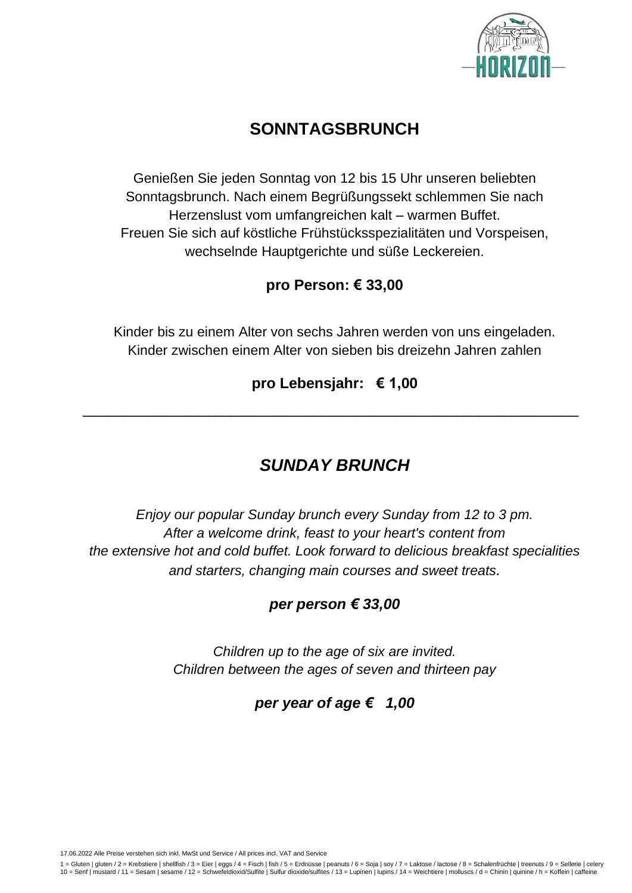## SONNTAGSBRUNCH

Genießen Sie jeden Sonntag von 12 bis 15 Uhr unseren beliebten Sonntagsbrunch. Nach einem Begrüßungssekt schlemmen Sie nach Herzenslust vom umfangreichen kalt – warmen Buffet.
Freuen Sie sich auf köstliche Frühstücksspezialitäten und Vorspeisen, wechselnde Hauptgerichte und süße Leckereien.

**pro Person: € 33,00**

Kinder bis zu einem Alter von sechs Jahren werden von uns eingeladen.
Kinder zwischen einem Alter von sieben bis dreizehn Jahren zahlen

**pro Lebensjahr: € 1,00**

---

## *SUNDAY BRUNCH*

*Enjoy our popular Sunday brunch every Sunday from 12 to 3 pm. After a welcome drink, feast to your heart's content from the extensive hot and cold buffet. Look forward to delicious breakfast specialities and starters, changing main courses and sweet treats.*

***per person € 33,00***

*Children up to the age of six are invited.
Children between the ages of seven and thirteen pay*

***per year of age € 1,00***

17.06.2022 Alle Preise verstehen sich inkl. MwSt und Service / All prices incl. VAT and Service

1 = Gluten | gluten / 2 = Krebstiere | shellfish / 3 = Eier | eggs / 4 = Fisch | fish / 5 = Erdnüsse | peanuts / 6 = Soja | soy / 7 = Laktose / lactose / 8 = Schalenfrüchte | treenuts / 9 = Sellerie | celery
10 = Senf | mustard / 11 = Sesam | sesame / 12 = Schwefeldioxid/Sulfite | Sulfur dioxide/sulfites / 13 = Lupinen | lupins / 14 = Weichtiere | molluscs / d = Chinin | quinine / h = Koffein | caffeine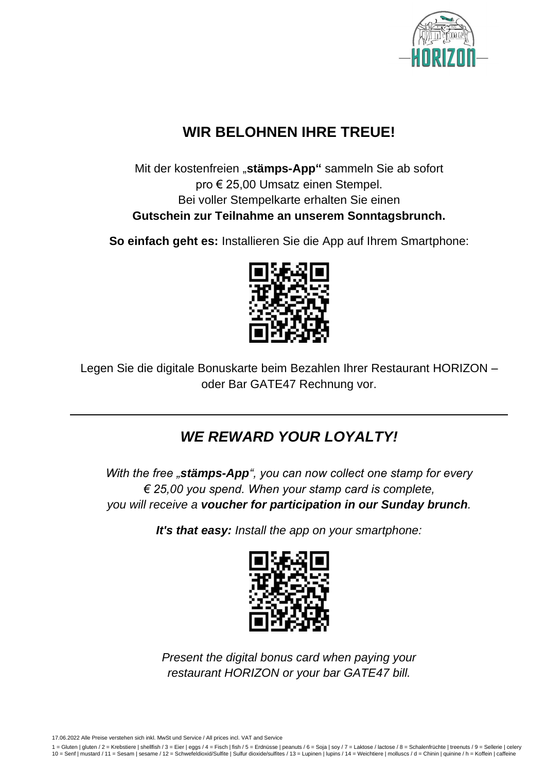## WIR BELOHNEN IHRE TREUE!

Mit der kostenfreien „**stämps-App“** sammeln Sie ab sofort
pro € 25,00 Umsatz einen Stempel.
Bei voller Stempelkarte erhalten Sie einen
**Gutschein zur Teilnahme an unserem Sonntagsbrunch.**

**So einfach geht es:** Installieren Sie die App auf Ihrem Smartphone:

Legen Sie die digitale Bonuskarte beim Bezahlen Ihrer Restaurant HORIZON – oder Bar GATE47 Rechnung vor.

---

## *WE REWARD YOUR LOYALTY!*

*With the free „**stämps-App**“, you can now collect one stamp for every € 25,00 you spend. When your stamp card is complete, you will receive a **voucher for participation in our Sunday brunch**.*

***It's that easy:** Install the app on your smartphone:*

*Present the digital bonus card when paying your restaurant HORIZON or your bar GATE47 bill.*

17.06.2022 Alle Preise verstehen sich inkl. MwSt und Service / All prices incl. VAT and Service

1 = Gluten | gluten / 2 = Krebstiere | shellfish / 3 = Eier | eggs / 4 = Fisch | fish / 5 = Erdnüsse | peanuts / 6 = Soja | soy / 7 = Laktose / lactose / 8 = Schalenfrüchte | treenuts / 9 = Sellerie | celery
10 = Senf | mustard / 11 = Sesam | sesame / 12 = Schwefeldioxid/Sulfite | Sulfur dioxide/sulfites / 13 = Lupinen | lupins / 14 = Weichtiere | molluscs / d = Chinin | quinine / h = Koffein | caffeine